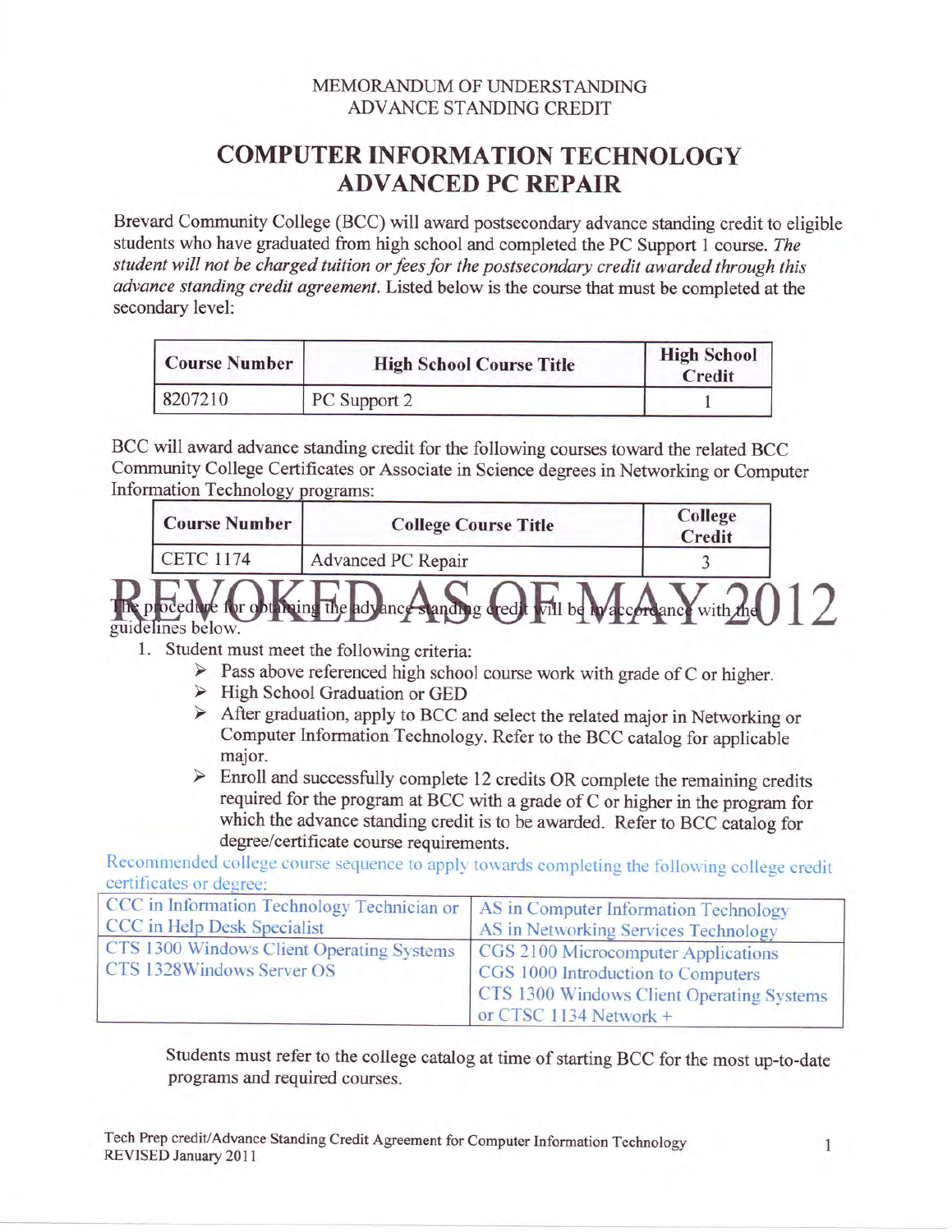MEMORANDUM OF UNDERSTANDING
ADVANCE STANDING CREDIT

# COMPUTER INFORMATION TECHNOLOGY ADVANCED PC REPAIR

Brevard Community College (BCC) will award postsecondary advance standing credit to eligible students who have graduated from high school and completed the PC Support 1 course. *The student will not be charged tuition or fees for the postsecondary credit awarded through this advance standing credit agreement.* Listed below is the course that must be completed at the secondary level:

| Course Number | High School Course Title | High School Credit |
|---|---|---|
| 8207210 | PC Support 2 | 1 |

BCC will award advance standing credit for the following courses toward the related BCC Community College Certificates or Associate in Science degrees in Networking or Computer Information Technology programs:

| Course Number | College Course Title | College Credit |
|---|---|---|
| CETC 1174 | Advanced PC Repair | 3 |

REVOKED AS OF MAY 2012

The procedure for obtaining the advance standing credit will be in accordance with the guidelines below.

1. Student must meet the following criteria:
   - Pass above referenced high school course work with grade of C or higher.
   - High School Graduation or GED
   - After graduation, apply to BCC and select the related major in Networking or Computer Information Technology. Refer to the BCC catalog for applicable major.
   - Enroll and successfully complete 12 credits OR complete the remaining credits required for the program at BCC with a grade of C or higher in the program for which the advance standing credit is to be awarded. Refer to BCC catalog for degree/certificate course requirements.

Recommended college course sequence to apply towards completing the following college credit certificates or degree:

| CCC in Information Technology Technician or CCC in Help Desk Specialist | AS in Computer Information Technology AS in Networking Services Technology |
|---|---|
| CTS 1300 Windows Client Operating Systems<br>CTS 1328Windows Server OS | CGS 2100 Microcomputer Applications<br>CGS 1000 Introduction to Computers<br>CTS 1300 Windows Client Operating Systems or CTSC 1134 Network + |

Students must refer to the college catalog at time of starting BCC for the most up-to-date programs and required courses.

Tech Prep credit/Advance Standing Credit Agreement for Computer Information Technology
REVISED January 2011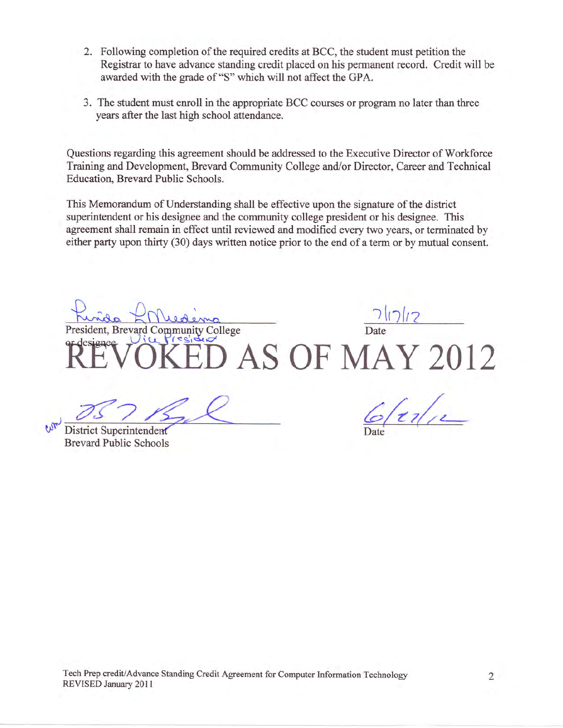2. Following completion of the required credits at BCC, the student must petition the Registrar to have advance standing credit placed on his permanent record. Credit will be awarded with the grade of "S" which will not affect the GPA.
3. The student must enroll in the appropriate BCC courses or program no later than three years after the last high school attendance.

Questions regarding this agreement should be addressed to the Executive Director of Workforce Training and Development, Brevard Community College and/or Director, Career and Technical Education, Brevard Public Schools.

This Memorandum of Understanding shall be effective upon the signature of the district superintendent or his designee and the community college president or his designee. This agreement shall remain in effect until reviewed and modified every two years, or terminated by either party upon thirty (30) days written notice prior to the end of a term or by mutual consent.

President, Brevard Community College or designee — Vice President — Date: 7/17/12

# REVOKED AS OF MAY 2012

District Superintendent, Brevard Public Schools — Date: 6/27/12

Tech Prep credit/Advance Standing Credit Agreement for Computer Information Technology
REVISED January 2011